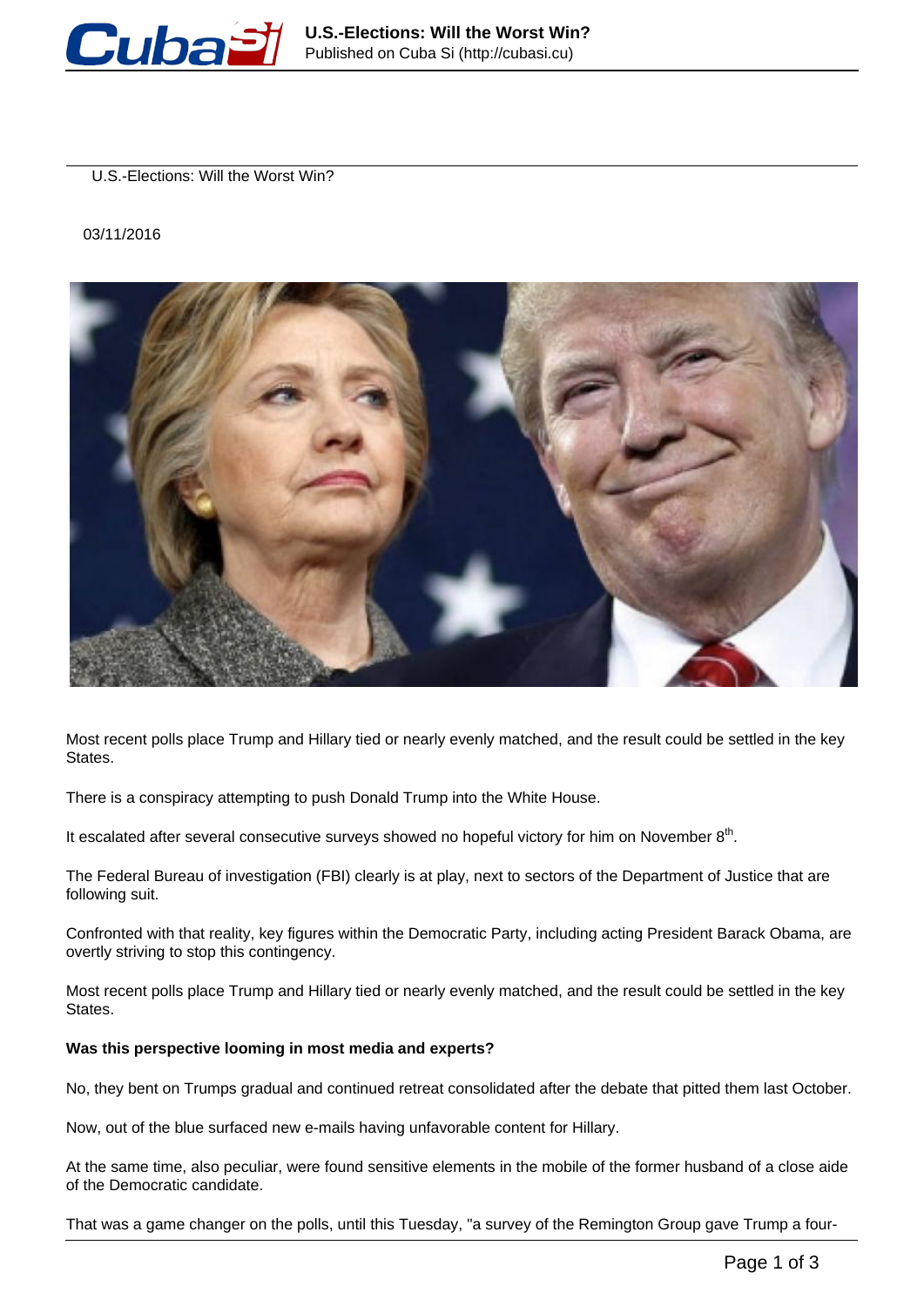U.S.-Elections: Will the Worst Win?

03/11/2016

Most recent polls place Trump and Hillary tied or nearly evenly matched, and the result could be settled in the key States.

There is a conspiracy attempting to push Donald Trump into the White House.

It escalated after several consecutive surveys showed no hopeful victory for him on November 8th.

The Federal Bureau of investigation (FBI) clearly is at play, next to sectors of the Department of Justice that are following suit.

Confronted with that reality, key figures within the Democratic Party, including acting President Barack Obama, are overtly striving to stop this contingency.

Most recent polls place Trump and Hillary tied or nearly evenly matched, and the result could be settled in the key States.

**Was this perspective looming in most media and experts?**

No, they bent on Trumps gradual and continued retreat consolidated after the debate that pitted them last October.

Now, out of the blue surfaced new e-mails having unfavorable content for Hillary.

At the same time, also peculiar, were found sensitive elements in the mobile of the former husband of a close aide of the Democratic candidate.

That was a game changer on the polls, until this Tuesday, "a survey of the Remington Group gave Trump a four-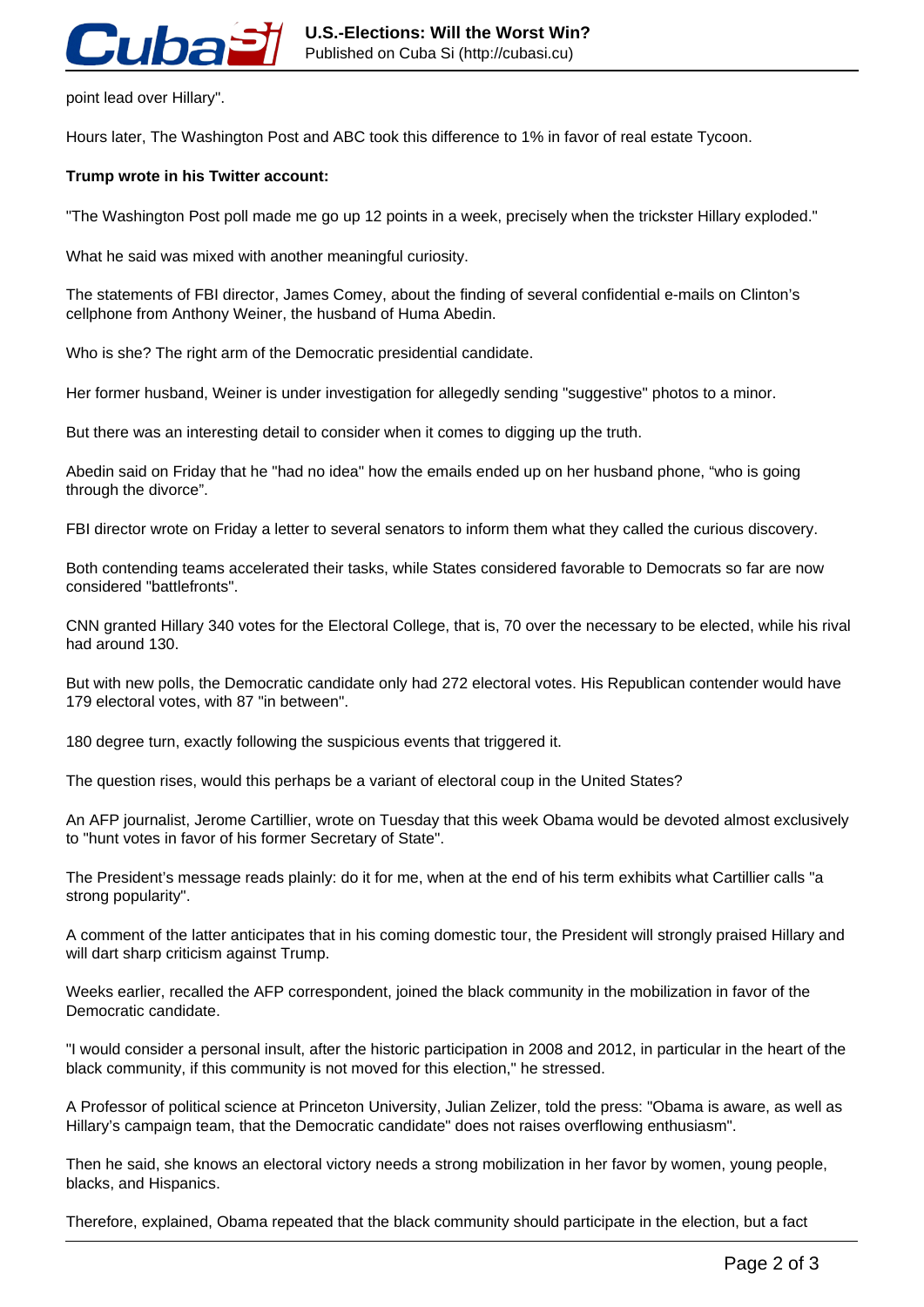point lead over Hillary".

Hours later, The Washington Post and ABC took this difference to 1% in favor of real estate Tycoon.

**Trump wrote in his Twitter account:**

"The Washington Post poll made me go up 12 points in a week, precisely when the trickster Hillary exploded."

What he said was mixed with another meaningful curiosity.

The statements of FBI director, James Comey, about the finding of several confidential e-mails on Clinton's cellphone from Anthony Weiner, the husband of Huma Abedin.

Who is she? The right arm of the Democratic presidential candidate.

Her former husband, Weiner is under investigation for allegedly sending "suggestive" photos to a minor.

But there was an interesting detail to consider when it comes to digging up the truth.

Abedin said on Friday that he "had no idea" how the emails ended up on her husband phone, "who is going through the divorce".

FBI director wrote on Friday a letter to several senators to inform them what they called the curious discovery.

Both contending teams accelerated their tasks, while States considered favorable to Democrats so far are now considered "battlefronts".

CNN granted Hillary 340 votes for the Electoral College, that is, 70 over the necessary to be elected, while his rival had around 130.

But with new polls, the Democratic candidate only had 272 electoral votes. His Republican contender would have 179 electoral votes, with 87 "in between".

180 degree turn, exactly following the suspicious events that triggered it.

The question rises, would this perhaps be a variant of electoral coup in the United States?

An AFP journalist, Jerome Cartillier, wrote on Tuesday that this week Obama would be devoted almost exclusively to "hunt votes in favor of his former Secretary of State".

The President's message reads plainly: do it for me, when at the end of his term exhibits what Cartillier calls "a strong popularity".

A comment of the latter anticipates that in his coming domestic tour, the President will strongly praised Hillary and will dart sharp criticism against Trump.

Weeks earlier, recalled the AFP correspondent, joined the black community in the mobilization in favor of the Democratic candidate.

"I would consider a personal insult, after the historic participation in 2008 and 2012, in particular in the heart of the black community, if this community is not moved for this election," he stressed.

A Professor of political science at Princeton University, Julian Zelizer, told the press: "Obama is aware, as well as Hillary's campaign team, that the Democratic candidate" does not raises overflowing enthusiasm".

Then he said, she knows an electoral victory needs a strong mobilization in her favor by women, young people, blacks, and Hispanics.

Therefore, explained, Obama repeated that the black community should participate in the election, but a fact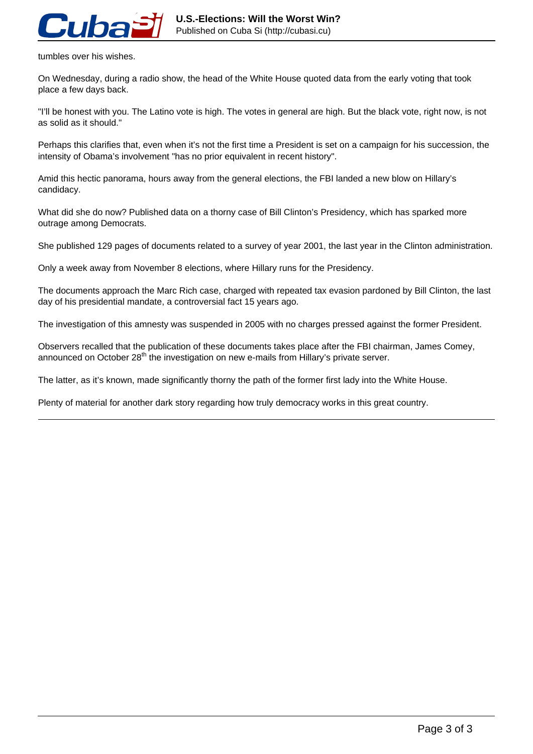tumbles over his wishes.

On Wednesday, during a radio show, the head of the White House quoted data from the early voting that took place a few days back.

"I'll be honest with you. The Latino vote is high. The votes in general are high. But the black vote, right now, is not as solid as it should."

Perhaps this clarifies that, even when it's not the first time a President is set on a campaign for his succession, the intensity of Obama's involvement "has no prior equivalent in recent history".

Amid this hectic panorama, hours away from the general elections, the FBI landed a new blow on Hillary's candidacy.

What did she do now? Published data on a thorny case of Bill Clinton's Presidency, which has sparked more outrage among Democrats.

She published 129 pages of documents related to a survey of year 2001, the last year in the Clinton administration.

Only a week away from November 8 elections, where Hillary runs for the Presidency.

The documents approach the Marc Rich case, charged with repeated tax evasion pardoned by Bill Clinton, the last day of his presidential mandate, a controversial fact 15 years ago.

The investigation of this amnesty was suspended in 2005 with no charges pressed against the former President.

Observers recalled that the publication of these documents takes place after the FBI chairman, James Comey, announced on October 28th the investigation on new e-mails from Hillary's private server.

The latter, as it's known, made significantly thorny the path of the former first lady into the White House.

Plenty of material for another dark story regarding how truly democracy works in this great country.